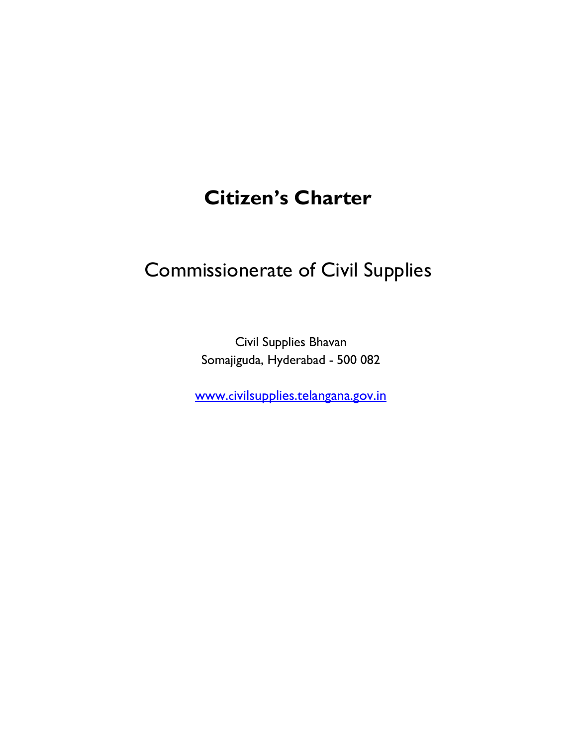# Citizen's Charter

## Commissionerate of Civil Supplies

Civil Supplies Bhavan
Somajiguda, Hyderabad - 500 082

[www.civilsupplies.telangana.gov.in](http://www.civilsupplies.telangana.gov.in)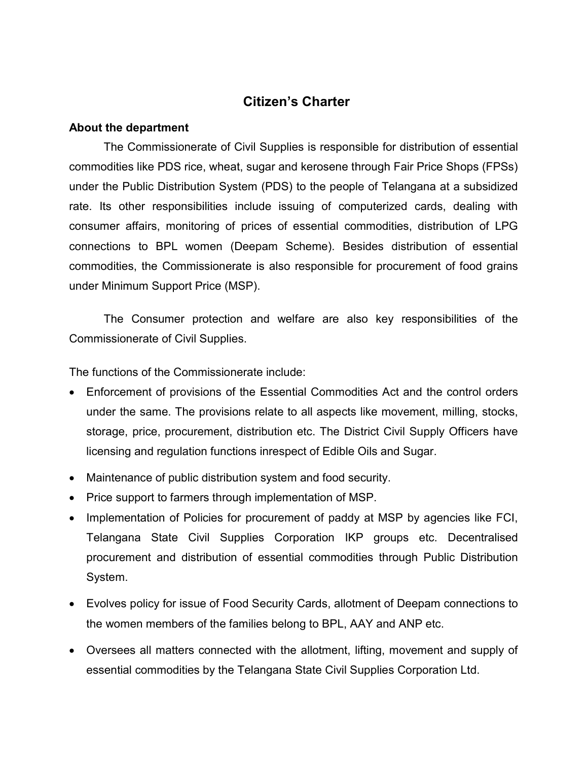# Citizen's Charter

## About the department

The Commissionerate of Civil Supplies is responsible for distribution of essential commodities like PDS rice, wheat, sugar and kerosene through Fair Price Shops (FPSs) under the Public Distribution System (PDS) to the people of Telangana at a subsidized rate. Its other responsibilities include issuing of computerized cards, dealing with consumer affairs, monitoring of prices of essential commodities, distribution of LPG connections to BPL women (Deepam Scheme). Besides distribution of essential commodities, the Commissionerate is also responsible for procurement of food grains under Minimum Support Price (MSP).

The Consumer protection and welfare are also key responsibilities of the Commissionerate of Civil Supplies.

The functions of the Commissionerate include:

- Enforcement of provisions of the Essential Commodities Act and the control orders under the same. The provisions relate to all aspects like movement, milling, stocks, storage, price, procurement, distribution etc. The District Civil Supply Officers have licensing and regulation functions inrespect of Edible Oils and Sugar.
- Maintenance of public distribution system and food security.
- Price support to farmers through implementation of MSP.
- Implementation of Policies for procurement of paddy at MSP by agencies like FCI, Telangana State Civil Supplies Corporation IKP groups etc. Decentralised procurement and distribution of essential commodities through Public Distribution System.
- Evolves policy for issue of Food Security Cards, allotment of Deepam connections to the women members of the families belong to BPL, AAY and ANP etc.
- Oversees all matters connected with the allotment, lifting, movement and supply of essential commodities by the Telangana State Civil Supplies Corporation Ltd.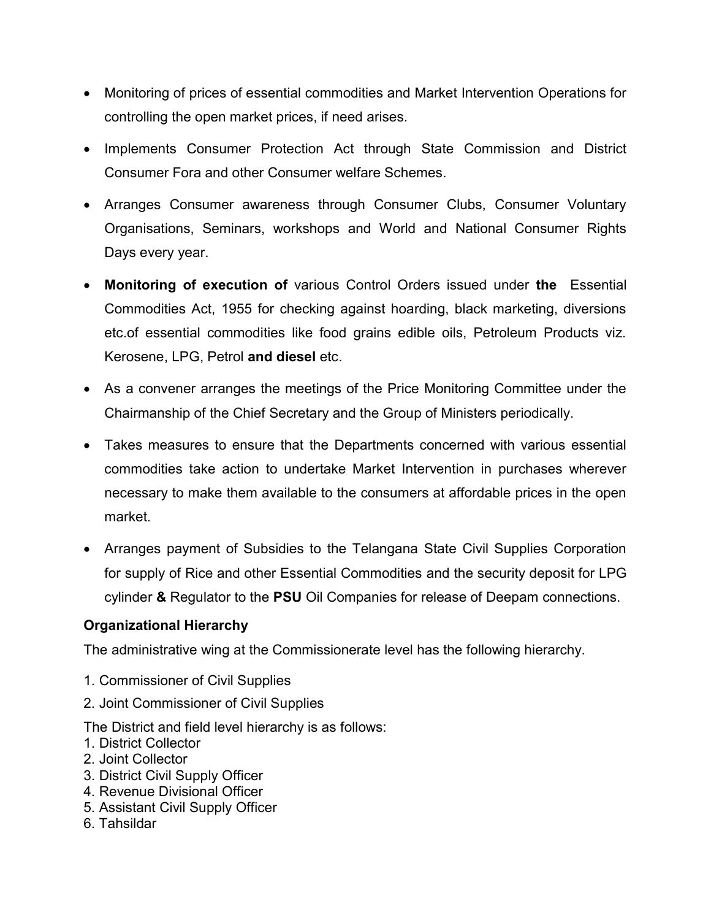- Monitoring of prices of essential commodities and Market Intervention Operations for controlling the open market prices, if need arises.
- Implements Consumer Protection Act through State Commission and District Consumer Fora and other Consumer welfare Schemes.
- Arranges Consumer awareness through Consumer Clubs, Consumer Voluntary Organisations, Seminars, workshops and World and National Consumer Rights Days every year.
- **Monitoring of execution of** various Control Orders issued under **the** Essential Commodities Act, 1955 for checking against hoarding, black marketing, diversions etc.of essential commodities like food grains edible oils, Petroleum Products viz. Kerosene, LPG, Petrol **and diesel** etc.
- As a convener arranges the meetings of the Price Monitoring Committee under the Chairmanship of the Chief Secretary and the Group of Ministers periodically.
- Takes measures to ensure that the Departments concerned with various essential commodities take action to undertake Market Intervention in purchases wherever necessary to make them available to the consumers at affordable prices in the open market.
- Arranges payment of Subsidies to the Telangana State Civil Supplies Corporation for supply of Rice and other Essential Commodities and the security deposit for LPG cylinder **&** Regulator to the **PSU** Oil Companies for release of Deepam connections.

**Organizational Hierarchy**

The administrative wing at the Commissionerate level has the following hierarchy.

1. Commissioner of Civil Supplies
2. Joint Commissioner of Civil Supplies

The District and field level hierarchy is as follows:

1. District Collector
2. Joint Collector
3. District Civil Supply Officer
4. Revenue Divisional Officer
5. Assistant Civil Supply Officer
6. Tahsildar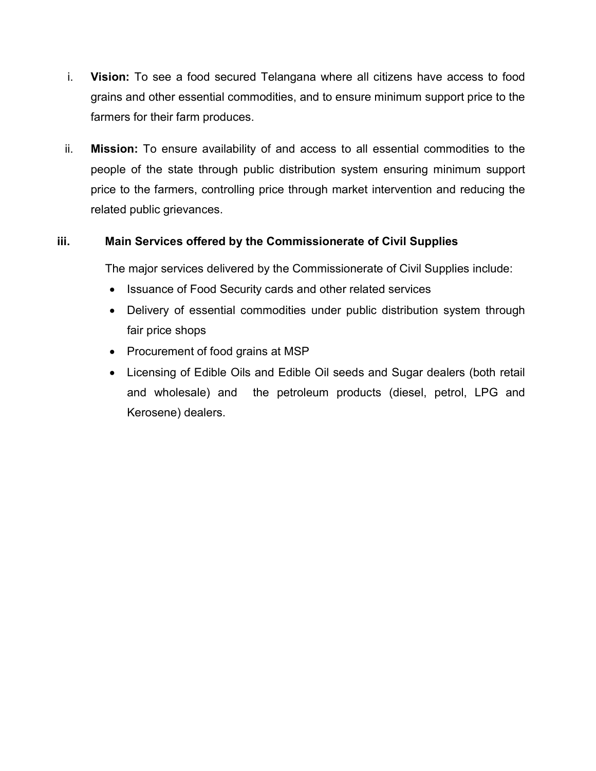i. **Vision:** To see a food secured Telangana where all citizens have access to food grains and other essential commodities, and to ensure minimum support price to the farmers for their farm produces.

ii. **Mission:** To ensure availability of and access to all essential commodities to the people of the state through public distribution system ensuring minimum support price to the farmers, controlling price through market intervention and reducing the related public grievances.

**iii. Main Services offered by the Commissionerate of Civil Supplies**

The major services delivered by the Commissionerate of Civil Supplies include:

- Issuance of Food Security cards and other related services
- Delivery of essential commodities under public distribution system through fair price shops
- Procurement of food grains at MSP
- Licensing of Edible Oils and Edible Oil seeds and Sugar dealers (both retail and wholesale) and the petroleum products (diesel, petrol, LPG and Kerosene) dealers.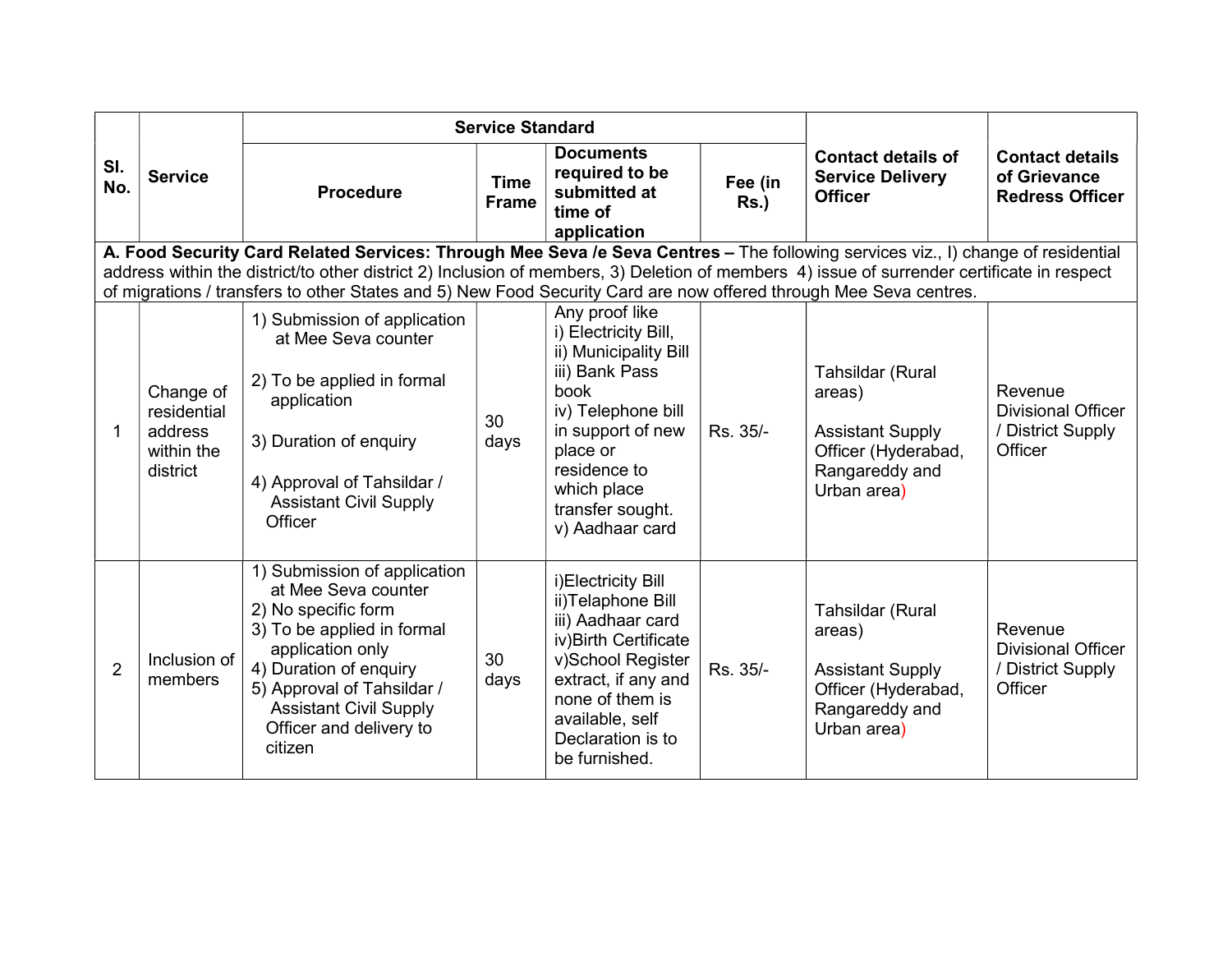| Sl. No. | Service | Service Standard | | | | Contact details of Service Delivery Officer | Contact details of Grievance Redress Officer |
|---|---|---|---|---|---|---|---|
| | | Procedure | Time Frame | Documents required to be submitted at time of application | Fee (in Rs.) | | |
| **A. Food Security Card Related Services: Through Mee Seva /e Seva Centres –** The following services viz., I) change of residential address within the district/to other district 2) Inclusion of members, 3) Deletion of members 4) issue of surrender certificate in respect of migrations / transfers to other States and 5) New Food Security Card are now offered through Mee Seva centres. | | | | | | | |
| 1 | Change of residential address within the district | 1) Submission of application at Mee Seva counter<br><br>2) To be applied in formal application<br><br>3) Duration of enquiry<br><br>4) Approval of Tahsildar / Assistant Civil Supply Officer | 30 days | Any proof like<br>i) Electricity Bill,<br>ii) Municipality Bill<br>iii) Bank Pass book<br>iv) Telephone bill in support of new place or residence to which place transfer sought.<br>v) Aadhaar card | Rs. 35/- | Tahsildar (Rural areas)<br><br>Assistant Supply Officer (Hyderabad, Rangareddy and Urban area) | Revenue Divisional Officer / District Supply Officer |
| 2 | Inclusion of members | 1) Submission of application at Mee Seva counter<br>2) No specific form<br>3) To be applied in formal application only<br>4) Duration of enquiry<br>5) Approval of Tahsildar / Assistant Civil Supply Officer and delivery to citizen | 30 days | i)Electricity Bill<br>ii)Telaphone Bill<br>iii) Aadhaar card<br>iv)Birth Certificate<br>v)School Register extract, if any and none of them is available, self Declaration is to be furnished. | Rs. 35/- | Tahsildar (Rural areas)<br><br>Assistant Supply Officer (Hyderabad, Rangareddy and Urban area) | Revenue Divisional Officer / District Supply Officer |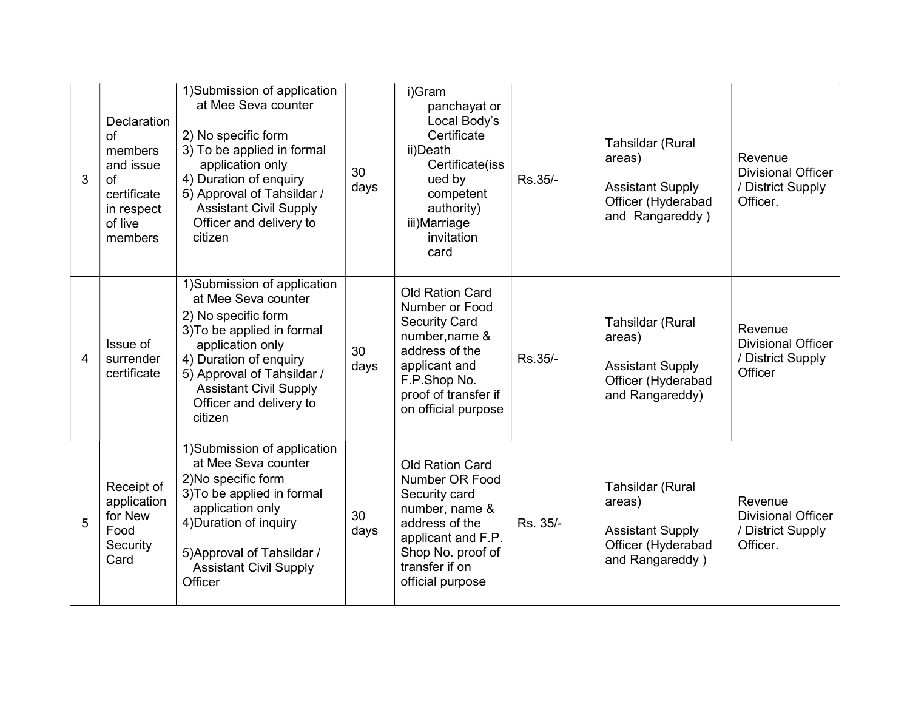| 3 | Declaration of members and issue of certificate in respect of live members | 1)Submission of application at Mee Seva counter<br><br>2) No specific form<br>3) To be applied in formal application only<br>4) Duration of enquiry<br>5) Approval of Tahsildar / Assistant Civil Supply Officer and delivery to citizen | 30 days | i)Gram panchayat or Local Body's Certificate<br>ii)Death Certificate(issued by competent authority)<br>iii)Marriage invitation card | Rs.35/- | Tahsildar (Rural areas)<br><br>Assistant Supply Officer (Hyderabad and Rangareddy ) | Revenue Divisional Officer / District Supply Officer. |
|---|---|---|---|---|---|---|---|
| 4 | Issue of surrender certificate | 1)Submission of application at Mee Seva counter<br>2) No specific form<br>3)To be applied in formal application only<br>4) Duration of enquiry<br>5) Approval of Tahsildar / Assistant Civil Supply Officer and delivery to citizen | 30 days | Old Ration Card Number or Food Security Card number,name & address of the applicant and F.P.Shop No. proof of transfer if on official purpose | Rs.35/- | Tahsildar (Rural areas)<br><br>Assistant Supply Officer (Hyderabad and Rangareddy) | Revenue Divisional Officer / District Supply Officer |
| 5 | Receipt of application for New Food Security Card | 1)Submission of application at Mee Seva counter<br>2)No specific form<br>3)To be applied in formal application only<br>4)Duration of inquiry<br><br>5)Approval of Tahsildar / Assistant Civil Supply Officer | 30 days | Old Ration Card Number OR Food Security card number, name & address of the applicant and F.P. Shop No. proof of transfer if on official purpose | Rs. 35/- | Tahsildar (Rural areas)<br><br>Assistant Supply Officer (Hyderabad and Rangareddy ) | Revenue Divisional Officer / District Supply Officer. |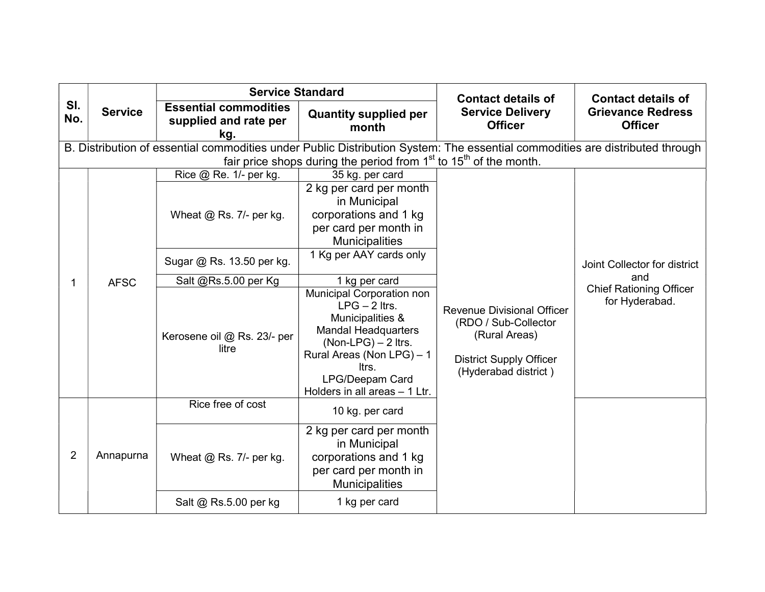| Sl. No. | Service | Service Standard | | Contact details of Service Delivery Officer | Contact details of Grievance Redress Officer |
|---|---|---|---|---|---|
| | | Essential commodities supplied and rate per kg. | Quantity supplied per month | | |
| B. Distribution of essential commodities under Public Distribution System: The essential commodities are distributed through fair price shops during the period from 1st to 15th of the month. | | | | | |
| 1 | AFSC | Rice @ Re. 1/- per kg. | 35 kg. per card | Revenue Divisional Officer (RDO / Sub-Collector (Rural Areas)<br><br>District Supply Officer (Hyderabad district ) | Joint Collector for district and Chief Rationing Officer for Hyderabad. |
| | | Wheat @ Rs. 7/- per kg. | 2 kg per card per month in Municipal corporations and 1 kg per card per month in Municipalities | | |
| | | Sugar @ Rs. 13.50 per kg. | 1 Kg per AAY cards only | | |
| | | Salt @Rs.5.00 per Kg | 1 kg per card | | |
| | | Kerosene oil @ Rs. 23/- per litre | Municipal Corporation non LPG – 2 ltrs.<br>Municipalities & Mandal Headquarters (Non-LPG) – 2 ltrs.<br>Rural Areas (Non LPG) – 1 ltrs.<br>LPG/Deepam Card Holders in all areas – 1 Ltr. | | |
| 2 | Annapurna | Rice free of cost | 10 kg. per card | | |
| | | Wheat @ Rs. 7/- per kg. | 2 kg per card per month in Municipal corporations and 1 kg per card per month in Municipalities | | |
| | | Salt @ Rs.5.00 per kg | 1 kg per card | | |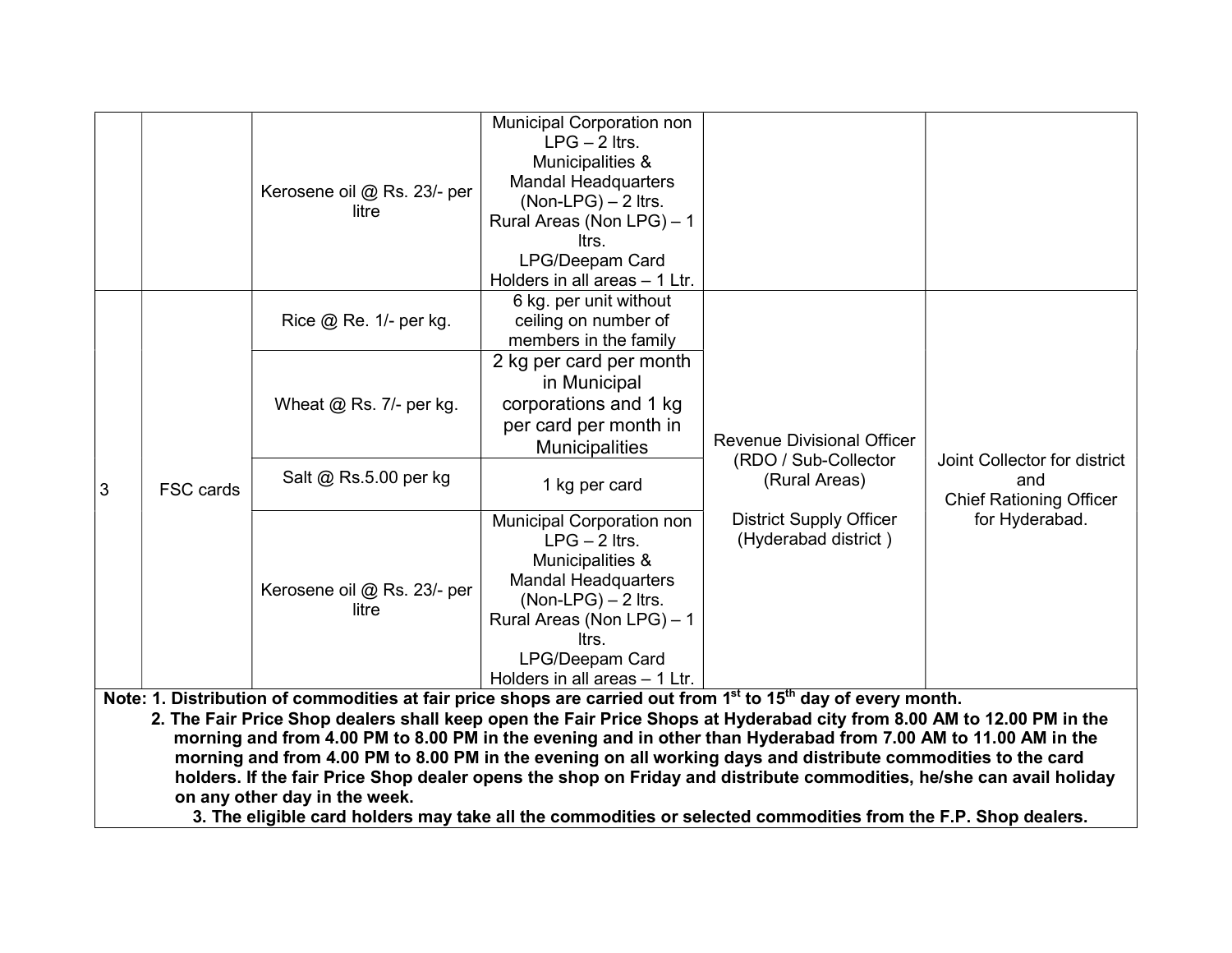| | | | | | |
|---|---|---|---|---|---|
| | | Kerosene oil @ Rs. 23/- per litre | Municipal Corporation non LPG – 2 ltrs.<br>Municipalities & Mandal Headquarters (Non-LPG) – 2 ltrs.<br>Rural Areas (Non LPG) – 1 ltrs.<br>LPG/Deepam Card Holders in all areas – 1 Ltr. | | |
| 3 | FSC cards | Rice @ Re. 1/- per kg. | 6 kg. per unit without ceiling on number of members in the family | Revenue Divisional Officer (RDO / Sub-Collector (Rural Areas)<br><br>District Supply Officer (Hyderabad district ) | Joint Collector for district and Chief Rationing Officer for Hyderabad. |
| | | Wheat @ Rs. 7/- per kg. | 2 kg per card per month in Municipal corporations and 1 kg per card per month in Municipalities | | |
| | | Salt @ Rs.5.00 per kg | 1 kg per card | | |
| | | Kerosene oil @ Rs. 23/- per litre | Municipal Corporation non LPG – 2 ltrs.<br>Municipalities & Mandal Headquarters (Non-LPG) – 2 ltrs.<br>Rural Areas (Non LPG) – 1 ltrs.<br>LPG/Deepam Card Holders in all areas – 1 Ltr. | | |

**Note: 1. Distribution of commodities at fair price shops are carried out from 1st to 15th day of every month.**

**2. The Fair Price Shop dealers shall keep open the Fair Price Shops at Hyderabad city from 8.00 AM to 12.00 PM in the morning and from 4.00 PM to 8.00 PM in the evening and in other than Hyderabad from 7.00 AM to 11.00 AM in the morning and from 4.00 PM to 8.00 PM in the evening on all working days and distribute commodities to the card holders. If the fair Price Shop dealer opens the shop on Friday and distribute commodities, he/she can avail holiday on any other day in the week.**

**3. The eligible card holders may take all the commodities or selected commodities from the F.P. Shop dealers.**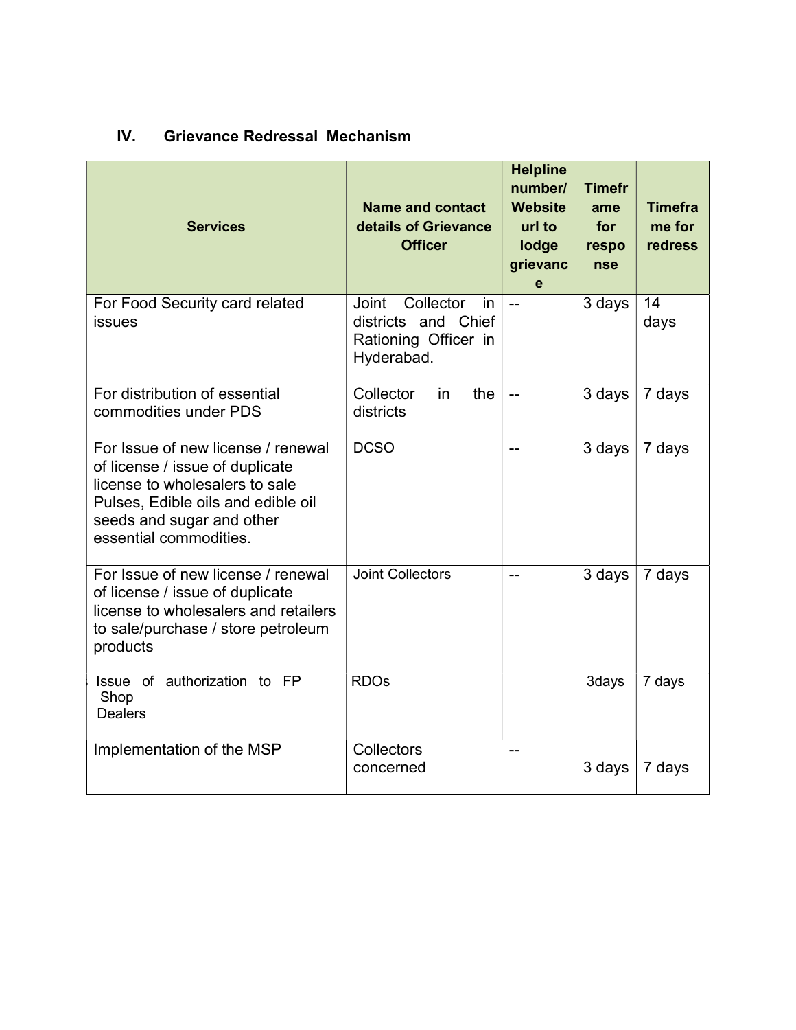## IV. Grievance Redressal Mechanism

| Services | Name and contact details of Grievance Officer | Helpline number/ Website url to lodge grievance | Timeframe for response | Timeframe for redress |
|---|---|---|---|---|
| For Food Security card related issues | Joint Collector in districts and Chief Rationing Officer in Hyderabad. | -- | 3 days | 14 days |
| For distribution of essential commodities under PDS | Collector in the districts | -- | 3 days | 7 days |
| For Issue of new license / renewal of license / issue of duplicate license to wholesalers to sale Pulses, Edible oils and edible oil seeds and sugar and other essential commodities. | DCSO | -- | 3 days | 7 days |
| For Issue of new license / renewal of license / issue of duplicate license to wholesalers and retailers to sale/purchase / store petroleum products | Joint Collectors | -- | 3 days | 7 days |
| Issue of authorization to FP Shop Dealers | RDOs | | 3days | 7 days |
| Implementation of the MSP | Collectors concerned | -- | 3 days | 7 days |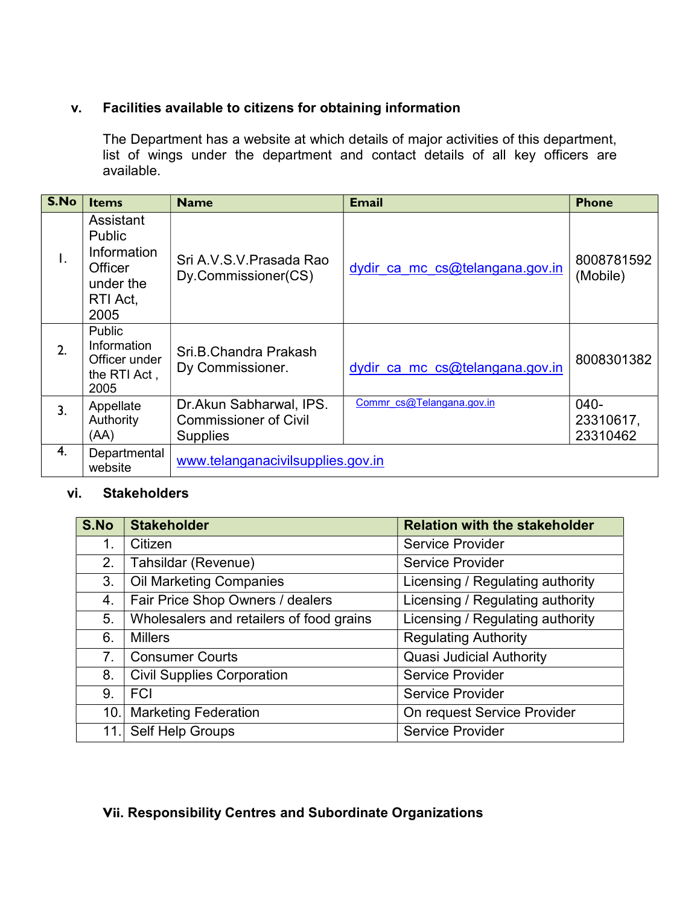### v. Facilities available to citizens for obtaining information

The Department has a website at which details of major activities of this department, list of wings under the department and contact details of all key officers are available.

| S.No | Items | Name | Email | Phone |
|---|---|---|---|---|
| I. | Assistant Public Information Officer under the RTI Act, 2005 | Sri A.V.S.V.Prasada Rao Dy.Commissioner(CS) | dydir_ca_mc_cs@telangana.gov.in | 8008781592 (Mobile) |
| 2. | Public Information Officer under the RTI Act , 2005 | Sri.B.Chandra Prakash Dy Commissioner. | dydir_ca_mc_cs@telangana.gov.in | 8008301382 |
| 3. | Appellate Authority (AA) | Dr.Akun Sabharwal, IPS. Commissioner of Civil Supplies | Commr_cs@Telangana.gov.in | 040-23310617, 23310462 |
| 4. | Departmental website | www.telanganacivilsupplies.gov.in | | |

### vi. Stakeholders

| S.No | Stakeholder | Relation with the stakeholder |
|---|---|---|
| 1. | Citizen | Service Provider |
| 2. | Tahsildar (Revenue) | Service Provider |
| 3. | Oil Marketing Companies | Licensing / Regulating authority |
| 4. | Fair Price Shop Owners / dealers | Licensing / Regulating authority |
| 5. | Wholesalers and retailers of food grains | Licensing / Regulating authority |
| 6. | Millers | Regulating Authority |
| 7. | Consumer Courts | Quasi Judicial Authority |
| 8. | Civil Supplies Corporation | Service Provider |
| 9. | FCI | Service Provider |
| 10. | Marketing Federation | On request Service Provider |
| 11. | Self Help Groups | Service Provider |

### Vii. Responsibility Centres and Subordinate Organizations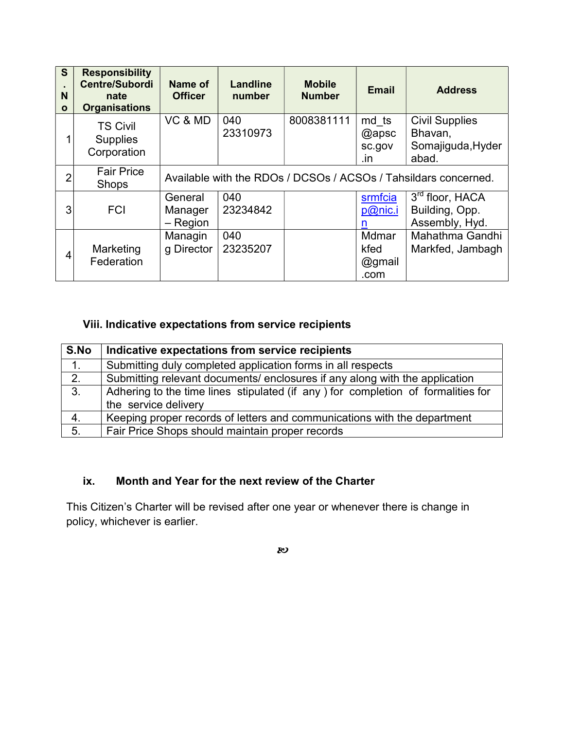| S. No | Responsibility Centre/Subordinate Organisations | Name of Officer | Landline number | Mobile Number | Email | Address |
|---|---|---|---|---|---|---|
| 1 | TS Civil Supplies Corporation | VC & MD | 040 23310973 | 8008381111 | md_ts@apscsc.gov.in | Civil Supplies Bhavan, Somajiguda,Hyderabad. |
| 2 | Fair Price Shops | Available with the RDOs / DCSOs / ACSOs / Tahsildars concerned. | | | | |
| 3 | FCI | General Manager – Region | 040 23234842 | | srmfciap@nic.in | 3rd floor, HACA Building, Opp. Assembly, Hyd. |
| 4 | Marketing Federation | Managing Director | 040 23235207 | | Mdmarkfed@gmail.com | Mahathma Gandhi Markfed, Jambagh |

### Viii. Indicative expectations from service recipients

| S.No | Indicative expectations from service recipients |
|---|---|
| 1. | Submitting duly completed application forms in all respects |
| 2. | Submitting relevant documents/ enclosures if any along with the application |
| 3. | Adhering to the time lines stipulated (if any ) for completion of formalities for the service delivery |
| 4. | Keeping proper records of letters and communications with the department |
| 5. | Fair Price Shops should maintain proper records |

### ix. Month and Year for the next review of the Charter

This Citizen's Charter will be revised after one year or whenever there is change in policy, whichever is earlier.

ॐ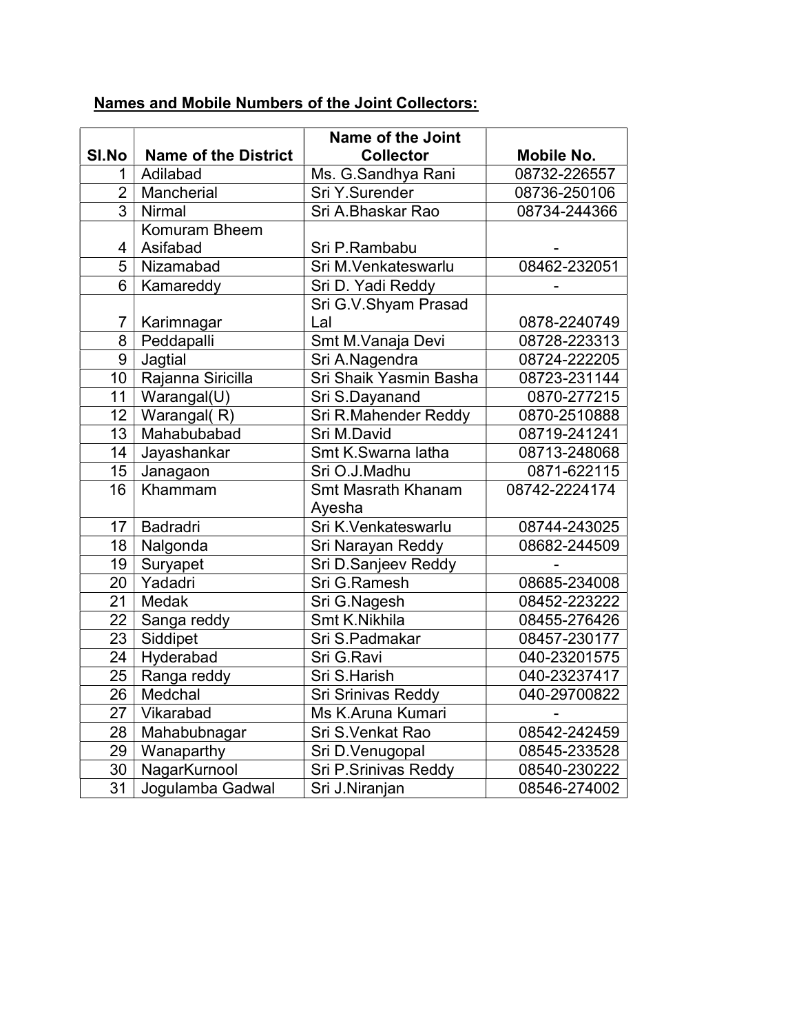**<u>Names and Mobile Numbers of the Joint Collectors:</u>**

| Sl.No | Name of the District | Name of the Joint Collector | Mobile No. |
|---|---|---|---|
| 1 | Adilabad | Ms. G.Sandhya Rani | 08732-226557 |
| 2 | Mancherial | Sri Y.Surender | 08736-250106 |
| 3 | Nirmal | Sri A.Bhaskar Rao | 08734-244366 |
| 4 | Komuram Bheem Asifabad | Sri P.Rambabu | - |
| 5 | Nizamabad | Sri M.Venkateswarlu | 08462-232051 |
| 6 | Kamareddy | Sri D. Yadi Reddy | - |
| 7 | Karimnagar | Sri G.V.Shyam Prasad Lal | 0878-2240749 |
| 8 | Peddapalli | Smt M.Vanaja Devi | 08728-223313 |
| 9 | Jagtial | Sri A.Nagendra | 08724-222205 |
| 10 | Rajanna Siricilla | Sri Shaik Yasmin Basha | 08723-231144 |
| 11 | Warangal(U) | Sri S.Dayanand | 0870-277215 |
| 12 | Warangal( R) | Sri R.Mahender Reddy | 0870-2510888 |
| 13 | Mahabubabad | Sri M.David | 08719-241241 |
| 14 | Jayashankar | Smt K.Swarna latha | 08713-248068 |
| 15 | Janagaon | Sri O.J.Madhu | 0871-622115 |
| 16 | Khammam | Smt Masrath Khanam Ayesha | 08742-2224174 |
| 17 | Badradri | Sri K.Venkateswarlu | 08744-243025 |
| 18 | Nalgonda | Sri Narayan Reddy | 08682-244509 |
| 19 | Suryapet | Sri D.Sanjeev Reddy | - |
| 20 | Yadadri | Sri G.Ramesh | 08685-234008 |
| 21 | Medak | Sri G.Nagesh | 08452-223222 |
| 22 | Sanga reddy | Smt K.Nikhila | 08455-276426 |
| 23 | Siddipet | Sri S.Padmakar | 08457-230177 |
| 24 | Hyderabad | Sri G.Ravi | 040-23201575 |
| 25 | Ranga reddy | Sri S.Harish | 040-23237417 |
| 26 | Medchal | Sri Srinivas Reddy | 040-29700822 |
| 27 | Vikarabad | Ms K.Aruna Kumari | - |
| 28 | Mahabubnagar | Sri S.Venkat Rao | 08542-242459 |
| 29 | Wanaparthy | Sri D.Venugopal | 08545-233528 |
| 30 | NagarKurnool | Sri P.Srinivas Reddy | 08540-230222 |
| 31 | Jogulamba Gadwal | Sri J.Niranjan | 08546-274002 |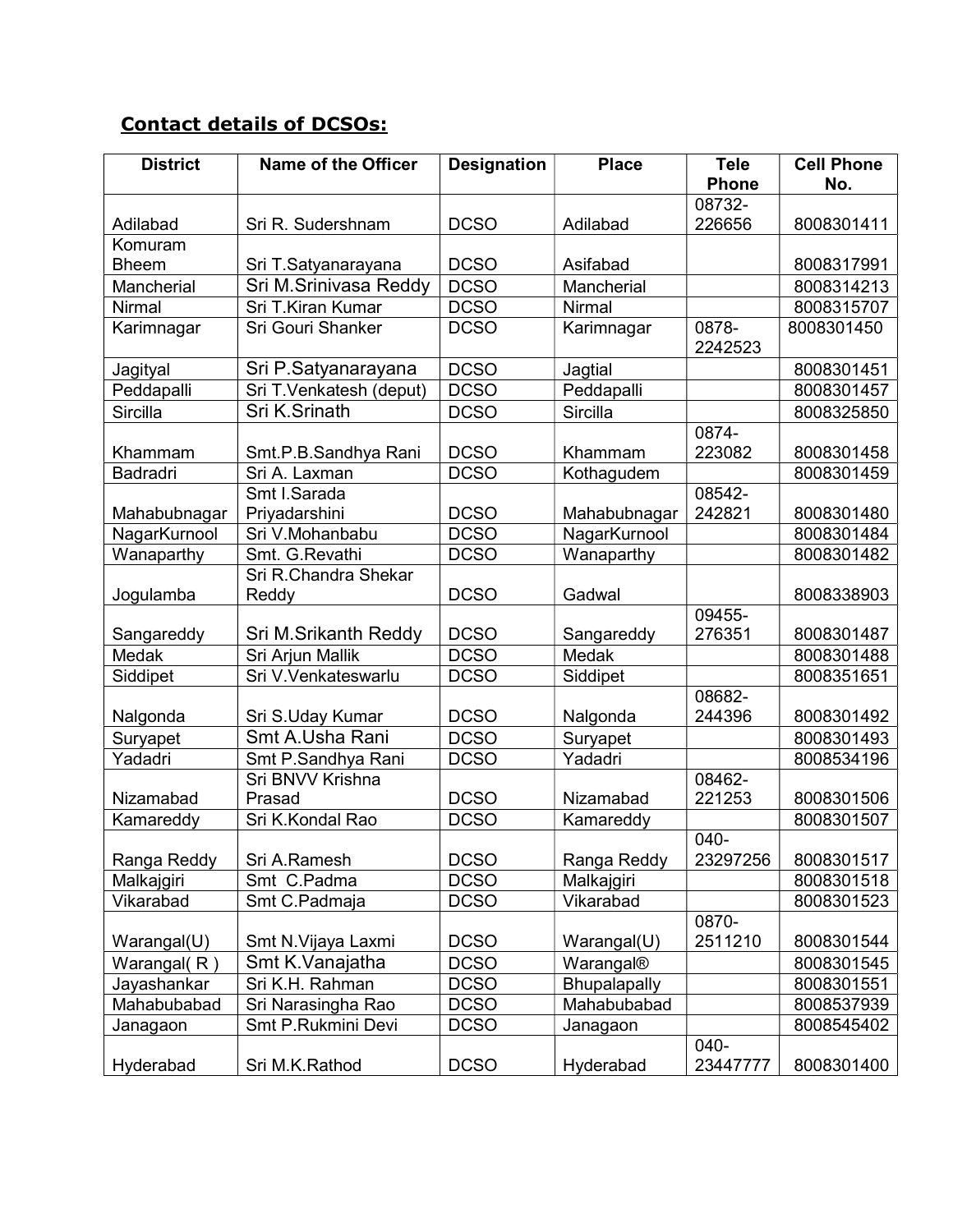## **Contact details of DCSOs:**

| District | Name of the Officer | Designation | Place | Tele Phone | Cell Phone No. |
|---|---|---|---|---|---|
| Adilabad | Sri R. Sudershnam | DCSO | Adilabad | 08732-226656 | 8008301411 |
| Komuram Bheem | Sri T.Satyanarayana | DCSO | Asifabad | | 8008317991 |
| Mancherial | Sri M.Srinivasa Reddy | DCSO | Mancherial | | 8008314213 |
| Nirmal | Sri T.Kiran Kumar | DCSO | Nirmal | | 8008315707 |
| Karimnagar | Sri Gouri Shanker | DCSO | Karimnagar | 0878-2242523 | 8008301450 |
| Jagityal | Sri P.Satyanarayana | DCSO | Jagtial | | 8008301451 |
| Peddapalli | Sri T.Venkatesh (deput) | DCSO | Peddapalli | | 8008301457 |
| Sircilla | Sri K.Srinath | DCSO | Sircilla | | 8008325850 |
| Khammam | Smt.P.B.Sandhya Rani | DCSO | Khammam | 0874-223082 | 8008301458 |
| Badradri | Sri A. Laxman | DCSO | Kothagudem | | 8008301459 |
| Mahabubnagar | Smt I.Sarada Priyadarshini | DCSO | Mahabubnagar | 08542-242821 | 8008301480 |
| NagarKurnool | Sri V.Mohanbabu | DCSO | NagarKurnool | | 8008301484 |
| Wanaparthy | Smt. G.Revathi | DCSO | Wanaparthy | | 8008301482 |
| Jogulamba | Sri R.Chandra Shekar Reddy | DCSO | Gadwal | | 8008338903 |
| Sangareddy | Sri M.Srikanth Reddy | DCSO | Sangareddy | 09455-276351 | 8008301487 |
| Medak | Sri Arjun Mallik | DCSO | Medak | | 8008301488 |
| Siddipet | Sri V.Venkateswarlu | DCSO | Siddipet | | 8008351651 |
| Nalgonda | Sri S.Uday Kumar | DCSO | Nalgonda | 08682-244396 | 8008301492 |
| Suryapet | Smt A.Usha Rani | DCSO | Suryapet | | 8008301493 |
| Yadadri | Smt P.Sandhya Rani | DCSO | Yadadri | | 8008534196 |
| Nizamabad | Sri BNVV Krishna Prasad | DCSO | Nizamabad | 08462-221253 | 8008301506 |
| Kamareddy | Sri K.Kondal Rao | DCSO | Kamareddy | | 8008301507 |
| Ranga Reddy | Sri A.Ramesh | DCSO | Ranga Reddy | 040-23297256 | 8008301517 |
| Malkajgiri | Smt C.Padma | DCSO | Malkajgiri | | 8008301518 |
| Vikarabad | Smt C.Padmaja | DCSO | Vikarabad | | 8008301523 |
| Warangal(U) | Smt N.Vijaya Laxmi | DCSO | Warangal(U) | 0870-2511210 | 8008301544 |
| Warangal( R ) | Smt K.Vanajatha | DCSO | Warangal® | | 8008301545 |
| Jayashankar | Sri K.H. Rahman | DCSO | Bhupalapally | | 8008301551 |
| Mahabubabad | Sri Narasingha Rao | DCSO | Mahabubabad | | 8008537939 |
| Janagaon | Smt P.Rukmini Devi | DCSO | Janagaon | | 8008545402 |
| Hyderabad | Sri M.K.Rathod | DCSO | Hyderabad | 040-23447777 | 8008301400 |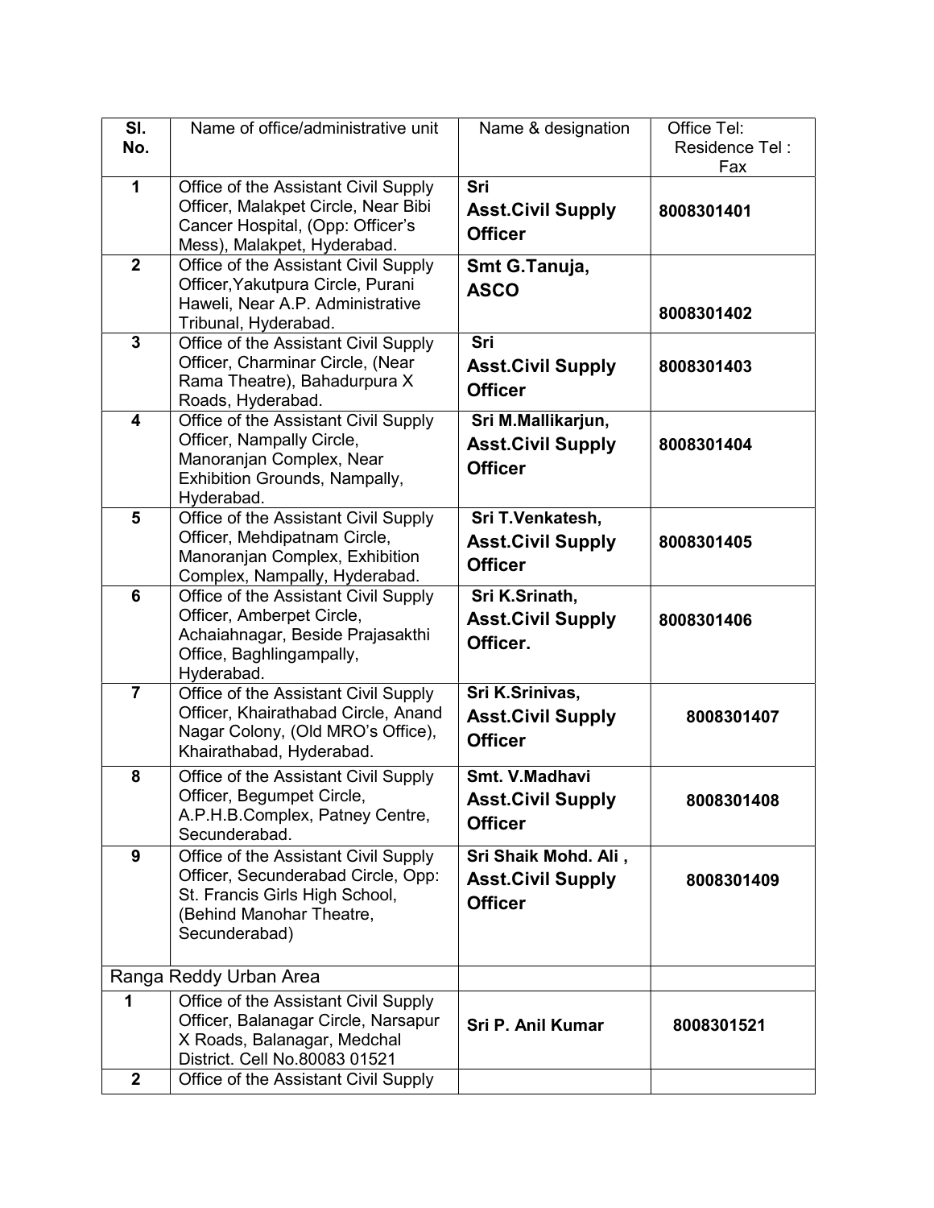| Sl. No. | Name of office/administrative unit | Name & designation | Office Tel: Residence Tel : Fax |
|---|---|---|---|
| **1** | Office of the Assistant Civil Supply Officer, Malakpet Circle, Near Bibi Cancer Hospital, (Opp: Officer's Mess), Malakpet, Hyderabad. | **Sri Asst.Civil Supply Officer** | **8008301401** |
| **2** | Office of the Assistant Civil Supply Officer,Yakutpura Circle, Purani Haweli, Near A.P. Administrative Tribunal, Hyderabad. | **Smt G.Tanuja, ASCO** | **8008301402** |
| **3** | Office of the Assistant Civil Supply Officer, Charminar Circle, (Near Rama Theatre), Bahadurpura X Roads, Hyderabad. | **Sri Asst.Civil Supply Officer** | **8008301403** |
| **4** | Office of the Assistant Civil Supply Officer, Nampally Circle, Manoranjan Complex, Near Exhibition Grounds, Nampally, Hyderabad. | **Sri M.Mallikarjun, Asst.Civil Supply Officer** | **8008301404** |
| **5** | Office of the Assistant Civil Supply Officer, Mehdipatnam Circle, Manoranjan Complex, Exhibition Complex, Nampally, Hyderabad. | **Sri T.Venkatesh, Asst.Civil Supply Officer** | **8008301405** |
| **6** | Office of the Assistant Civil Supply Officer, Amberpet Circle, Achaiahnagar, Beside Prajasakthi Office, Baghlingampally, Hyderabad. | **Sri K.Srinath, Asst.Civil Supply Officer.** | **8008301406** |
| **7** | Office of the Assistant Civil Supply Officer, Khairathabad Circle, Anand Nagar Colony, (Old MRO's Office), Khairathabad, Hyderabad. | **Sri K.Srinivas, Asst.Civil Supply Officer** | **8008301407** |
| **8** | Office of the Assistant Civil Supply Officer, Begumpet Circle, A.P.H.B.Complex, Patney Centre, Secunderabad. | **Smt. V.Madhavi Asst.Civil Supply Officer** | **8008301408** |
| **9** | Office of the Assistant Civil Supply Officer, Secunderabad Circle, Opp: St. Francis Girls High School, (Behind Manohar Theatre, Secunderabad) | **Sri Shaik Mohd. Ali , Asst.Civil Supply Officer** | **8008301409** |
| Ranga Reddy Urban Area | | | |
| **1** | Office of the Assistant Civil Supply Officer, Balanagar Circle, Narsapur X Roads, Balanagar, Medchal District. Cell No.80083 01521 | **Sri P. Anil Kumar** | **8008301521** |
| **2** | Office of the Assistant Civil Supply | | |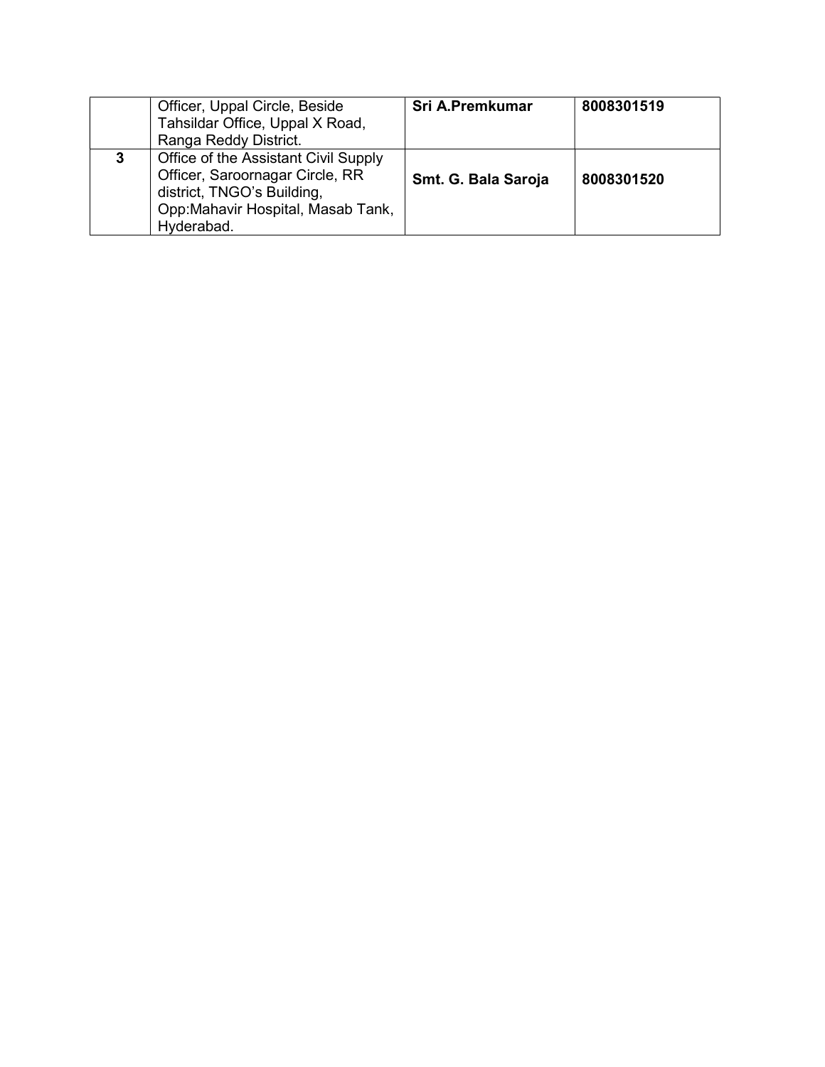| | | | |
|---|---|---|---|
| | Officer, Uppal Circle, Beside Tahsildar Office, Uppal X Road, Ranga Reddy District. | **Sri A.Premkumar** | **8008301519** |
| **3** | Office of the Assistant Civil Supply Officer, Saroornagar Circle, RR district, TNGO's Building, Opp:Mahavir Hospital, Masab Tank, Hyderabad. | **Smt. G. Bala Saroja** | **8008301520** |